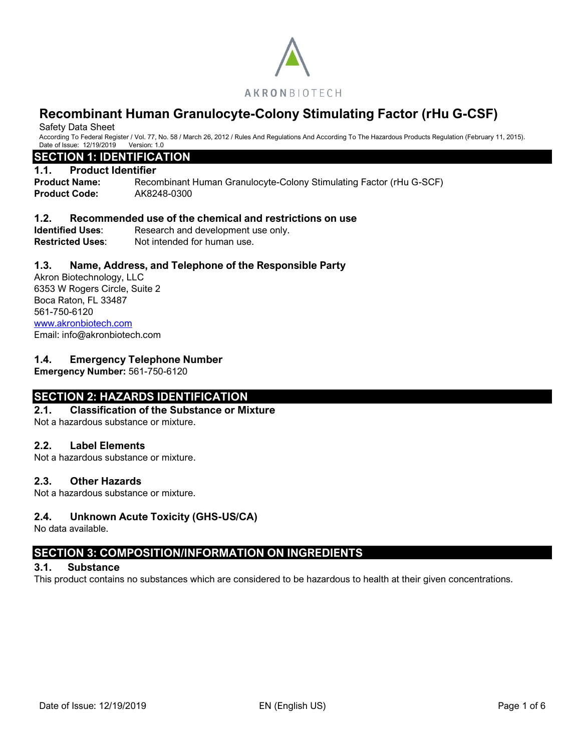AKRONBIOTECH

# Recombinant Human Granulocyte-Colony Stimulating Factor (rHu G-CSF)

Safety Data Sheet

According To Federal Register / Vol. 77, No. 58 / March 26, 2012 / Rules And Regulations And According To The Hazardous Products Regulation (February 11, 2015).
Date of Issue: 12/19/2019 Version: 1.0

## SECTION 1: IDENTIFICATION

### 1.1. Product Identifier

**Product Name:** Recombinant Human Granulocyte-Colony Stimulating Factor (rHu G-SCF)
**Product Code:** AK8248-0300

### 1.2. Recommended use of the chemical and restrictions on use

**Identified Uses**: Research and development use only.
**Restricted Uses**: Not intended for human use.

### 1.3. Name, Address, and Telephone of the Responsible Party

Akron Biotechnology, LLC
6353 W Rogers Circle, Suite 2
Boca Raton, FL 33487
561-750-6120
www.akronbiotech.com
Email: info@akronbiotech.com

### 1.4. Emergency Telephone Number

**Emergency Number:** 561-750-6120

## SECTION 2: HAZARDS IDENTIFICATION

### 2.1. Classification of the Substance or Mixture

Not a hazardous substance or mixture.

### 2.2. Label Elements

Not a hazardous substance or mixture.

### 2.3. Other Hazards

Not a hazardous substance or mixture.

### 2.4. Unknown Acute Toxicity (GHS-US/CA)

No data available.

## SECTION 3: COMPOSITION/INFORMATION ON INGREDIENTS

### 3.1. Substance

This product contains no substances which are considered to be hazardous to health at their given concentrations.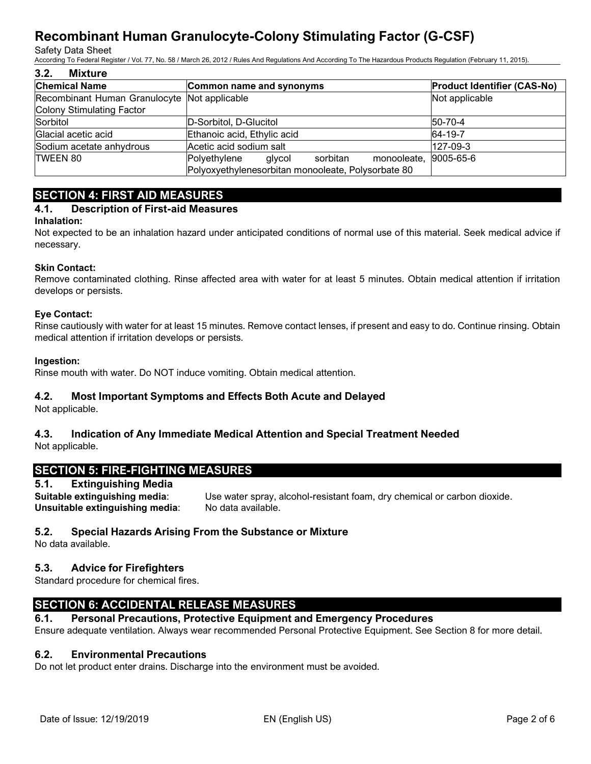### 3.2. Mixture

| Chemical Name | Common name and synonyms | Product Identifier (CAS-No) |
|---|---|---|
| Recombinant Human Granulocyte Colony Stimulating Factor | Not applicable | Not applicable |
| Sorbitol | D-Sorbitol, D-Glucitol | 50-70-4 |
| Glacial acetic acid | Ethanoic acid, Ethylic acid | 64-19-7 |
| Sodium acetate anhydrous | Acetic acid sodium salt | 127-09-3 |
| TWEEN 80 | Polyethylene glycol sorbitan monooleate, Polyoxyethylenesorbitan monooleate, Polysorbate 80 | 9005-65-6 |

## SECTION 4: FIRST AID MEASURES

### 4.1. Description of First-aid Measures

**Inhalation:**
Not expected to be an inhalation hazard under anticipated conditions of normal use of this material. Seek medical advice if necessary.

**Skin Contact:**
Remove contaminated clothing. Rinse affected area with water for at least 5 minutes. Obtain medical attention if irritation develops or persists.

**Eye Contact:**
Rinse cautiously with water for at least 15 minutes. Remove contact lenses, if present and easy to do. Continue rinsing. Obtain medical attention if irritation develops or persists.

**Ingestion:**
Rinse mouth with water. Do NOT induce vomiting. Obtain medical attention.

### 4.2. Most Important Symptoms and Effects Both Acute and Delayed

Not applicable.

### 4.3. Indication of Any Immediate Medical Attention and Special Treatment Needed

Not applicable.

## SECTION 5: FIRE-FIGHTING MEASURES

### 5.1. Extinguishing Media

**Suitable extinguishing media**: Use water spray, alcohol-resistant foam, dry chemical or carbon dioxide.
**Unsuitable extinguishing media**: No data available.

### 5.2. Special Hazards Arising From the Substance or Mixture

No data available.

### 5.3. Advice for Firefighters

Standard procedure for chemical fires.

## SECTION 6: ACCIDENTAL RELEASE MEASURES

### 6.1. Personal Precautions, Protective Equipment and Emergency Procedures

Ensure adequate ventilation. Always wear recommended Personal Protective Equipment. See Section 8 for more detail.

### 6.2. Environmental Precautions

Do not let product enter drains. Discharge into the environment must be avoided.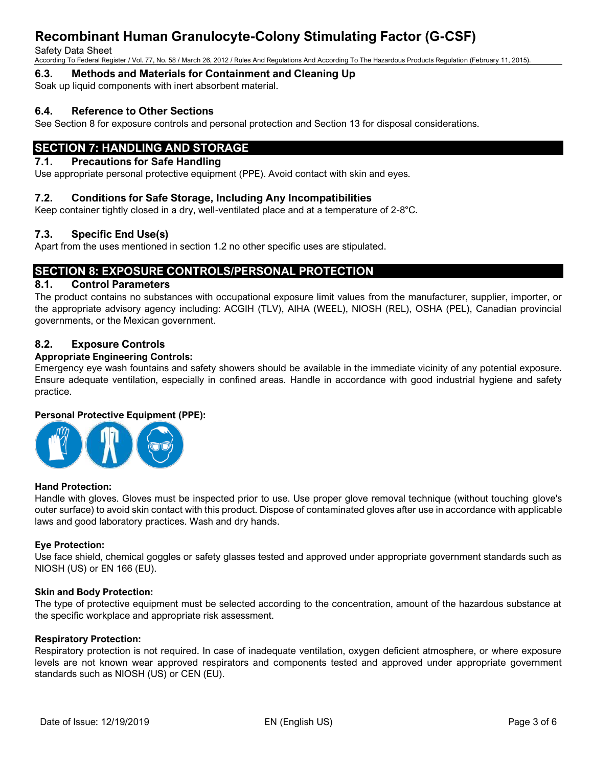### 6.3. Methods and Materials for Containment and Cleaning Up

Soak up liquid components with inert absorbent material.

### 6.4. Reference to Other Sections

See Section 8 for exposure controls and personal protection and Section 13 for disposal considerations.

## SECTION 7: HANDLING AND STORAGE

### 7.1. Precautions for Safe Handling

Use appropriate personal protective equipment (PPE). Avoid contact with skin and eyes.

### 7.2. Conditions for Safe Storage, Including Any Incompatibilities

Keep container tightly closed in a dry, well-ventilated place and at a temperature of 2-8°C.

### 7.3. Specific End Use(s)

Apart from the uses mentioned in section 1.2 no other specific uses are stipulated.

## SECTION 8: EXPOSURE CONTROLS/PERSONAL PROTECTION

### 8.1. Control Parameters

The product contains no substances with occupational exposure limit values from the manufacturer, supplier, importer, or the appropriate advisory agency including: ACGIH (TLV), AIHA (WEEL), NIOSH (REL), OSHA (PEL), Canadian provincial governments, or the Mexican government.

### 8.2. Exposure Controls

**Appropriate Engineering Controls:**

Emergency eye wash fountains and safety showers should be available in the immediate vicinity of any potential exposure. Ensure adequate ventilation, especially in confined areas. Handle in accordance with good industrial hygiene and safety practice.

**Personal Protective Equipment (PPE):**

**Hand Protection:**

Handle with gloves. Gloves must be inspected prior to use. Use proper glove removal technique (without touching glove's outer surface) to avoid skin contact with this product. Dispose of contaminated gloves after use in accordance with applicable laws and good laboratory practices. Wash and dry hands.

**Eye Protection:**

Use face shield, chemical goggles or safety glasses tested and approved under appropriate government standards such as NIOSH (US) or EN 166 (EU).

**Skin and Body Protection:**

The type of protective equipment must be selected according to the concentration, amount of the hazardous substance at the specific workplace and appropriate risk assessment.

**Respiratory Protection:**

Respiratory protection is not required. In case of inadequate ventilation, oxygen deficient atmosphere, or where exposure levels are not known wear approved respirators and components tested and approved under appropriate government standards such as NIOSH (US) or CEN (EU).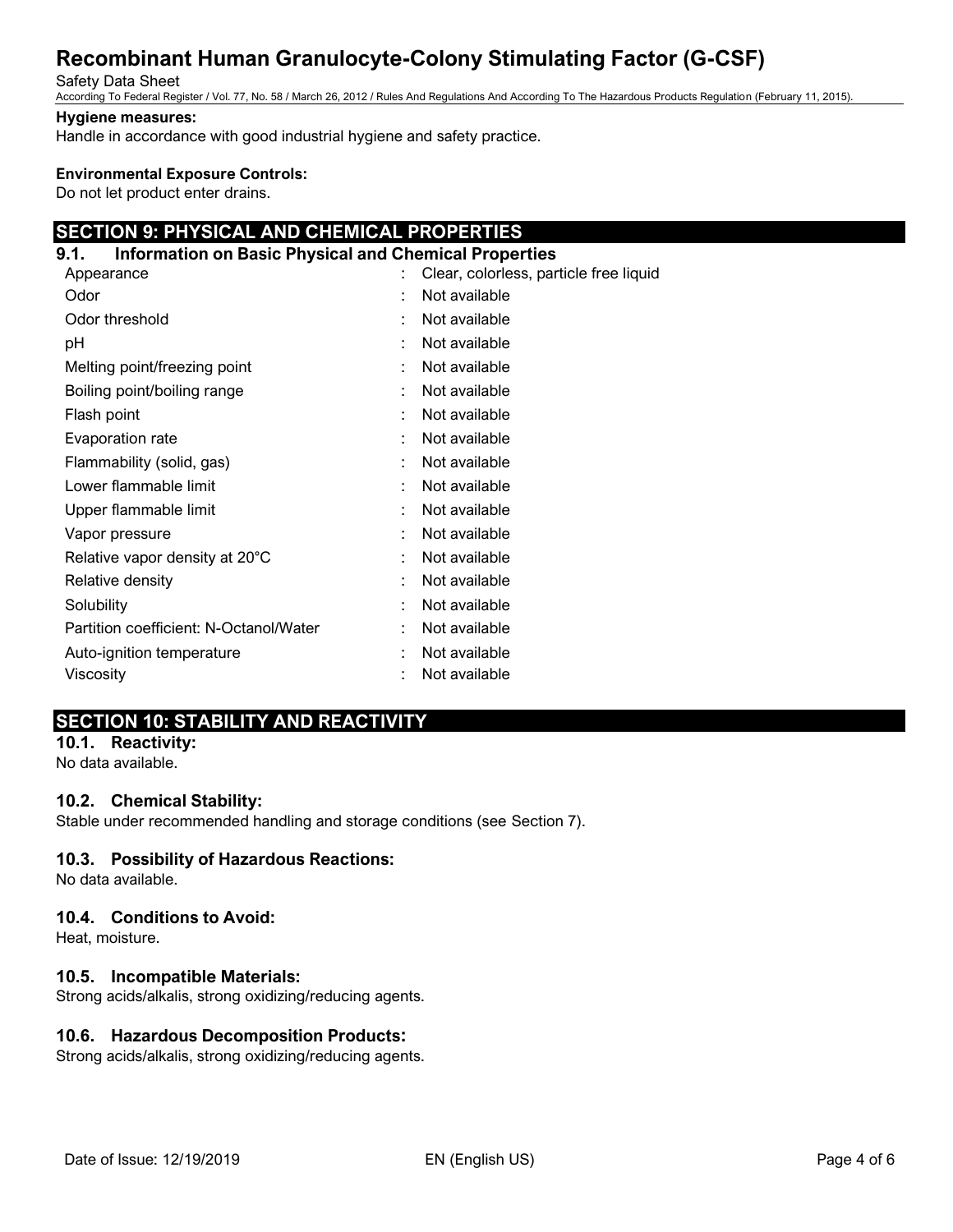**Hygiene measures:**

Handle in accordance with good industrial hygiene and safety practice.

**Environmental Exposure Controls:**

Do not let product enter drains.

## SECTION 9: PHYSICAL AND CHEMICAL PROPERTIES

### 9.1. Information on Basic Physical and Chemical Properties

| Property | Value |
|---|---|
| Appearance | Clear, colorless, particle free liquid |
| Odor | Not available |
| Odor threshold | Not available |
| pH | Not available |
| Melting point/freezing point | Not available |
| Boiling point/boiling range | Not available |
| Flash point | Not available |
| Evaporation rate | Not available |
| Flammability (solid, gas) | Not available |
| Lower flammable limit | Not available |
| Upper flammable limit | Not available |
| Vapor pressure | Not available |
| Relative vapor density at 20°C | Not available |
| Relative density | Not available |
| Solubility | Not available |
| Partition coefficient: N-Octanol/Water | Not available |
| Auto-ignition temperature | Not available |
| Viscosity | Not available |

## SECTION 10: STABILITY AND REACTIVITY

### 10.1. Reactivity:

No data available.

### 10.2. Chemical Stability:

Stable under recommended handling and storage conditions (see Section 7).

### 10.3. Possibility of Hazardous Reactions:

No data available.

### 10.4. Conditions to Avoid:

Heat, moisture.

### 10.5. Incompatible Materials:

Strong acids/alkalis, strong oxidizing/reducing agents.

### 10.6. Hazardous Decomposition Products:

Strong acids/alkalis, strong oxidizing/reducing agents.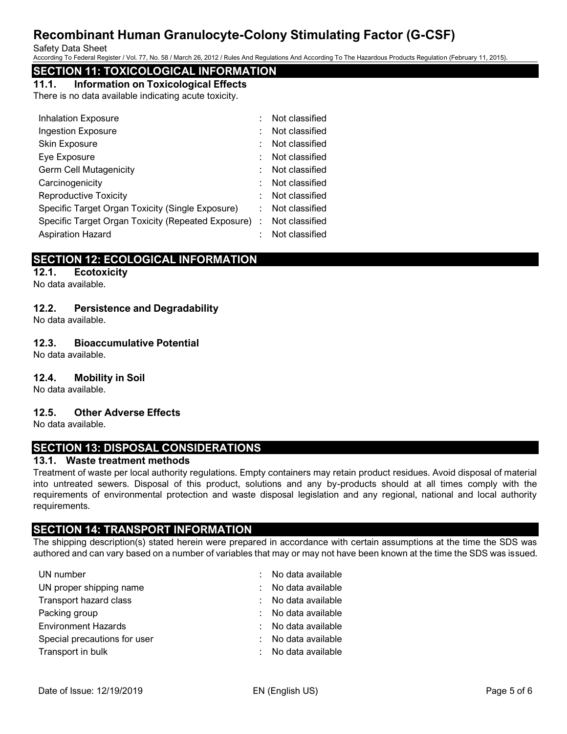## SECTION 11: TOXICOLOGICAL INFORMATION

### 11.1. Information on Toxicological Effects

There is no data available indicating acute toxicity.

| | | |
|---|---|---|
| Inhalation Exposure | : | Not classified |
| Ingestion Exposure | : | Not classified |
| Skin Exposure | : | Not classified |
| Eye Exposure | : | Not classified |
| Germ Cell Mutagenicity | : | Not classified |
| Carcinogenicity | : | Not classified |
| Reproductive Toxicity | : | Not classified |
| Specific Target Organ Toxicity (Single Exposure) | : | Not classified |
| Specific Target Organ Toxicity (Repeated Exposure) | : | Not classified |
| Aspiration Hazard | : | Not classified |

## SECTION 12: ECOLOGICAL INFORMATION

### 12.1. Ecotoxicity

No data available.

### 12.2. Persistence and Degradability

No data available.

### 12.3. Bioaccumulative Potential

No data available.

### 12.4. Mobility in Soil

No data available.

### 12.5. Other Adverse Effects

No data available.

## SECTION 13: DISPOSAL CONSIDERATIONS

### 13.1. Waste treatment methods

Treatment of waste per local authority regulations. Empty containers may retain product residues. Avoid disposal of material into untreated sewers. Disposal of this product, solutions and any by-products should at all times comply with the requirements of environmental protection and waste disposal legislation and any regional, national and local authority requirements.

## SECTION 14: TRANSPORT INFORMATION

The shipping description(s) stated herein were prepared in accordance with certain assumptions at the time the SDS was authored and can vary based on a number of variables that may or may not have been known at the time the SDS was issued.

| | | |
|---|---|---|
| UN number | : | No data available |
| UN proper shipping name | : | No data available |
| Transport hazard class | : | No data available |
| Packing group | : | No data available |
| Environment Hazards | : | No data available |
| Special precautions for user | : | No data available |
| Transport in bulk | : | No data available |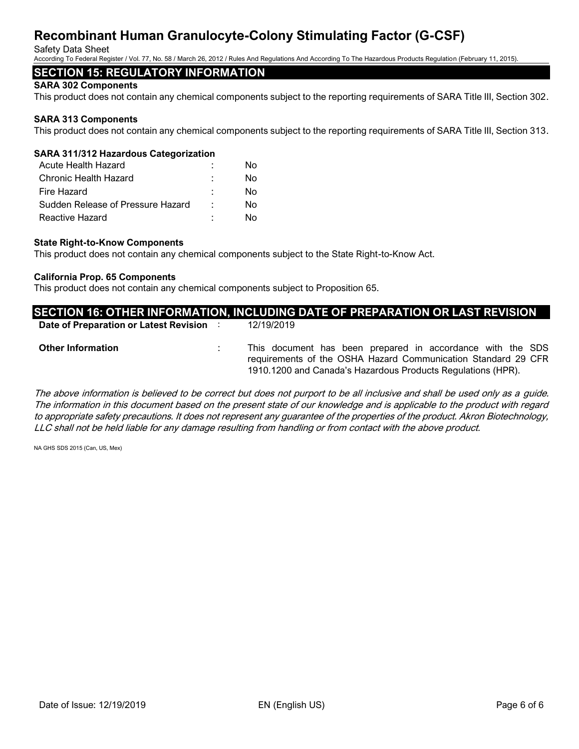## SECTION 15: REGULATORY INFORMATION

**SARA 302 Components**

This product does not contain any chemical components subject to the reporting requirements of SARA Title III, Section 302.

**SARA 313 Components**

This product does not contain any chemical components subject to the reporting requirements of SARA Title III, Section 313.

**SARA 311/312 Hazardous Categorization**

| | | |
|---|---|---|
| Acute Health Hazard | : | No |
| Chronic Health Hazard | : | No |
| Fire Hazard | : | No |
| Sudden Release of Pressure Hazard | : | No |
| Reactive Hazard | : | No |

**State Right-to-Know Components**

This product does not contain any chemical components subject to the State Right-to-Know Act.

**California Prop. 65 Components**

This product does not contain any chemical components subject to Proposition 65.

## SECTION 16: OTHER INFORMATION, INCLUDING DATE OF PREPARATION OR LAST REVISION

| | | |
|---|---|---|
| **Date of Preparation or Latest Revision** | : | 12/19/2019 |
| **Other Information** | : | This document has been prepared in accordance with the SDS requirements of the OSHA Hazard Communication Standard 29 CFR 1910.1200 and Canada's Hazardous Products Regulations (HPR). |

*The above information is believed to be correct but does not purport to be all inclusive and shall be used only as a guide. The information in this document based on the present state of our knowledge and is applicable to the product with regard to appropriate safety precautions. It does not represent any guarantee of the properties of the product. Akron Biotechnology, LLC shall not be held liable for any damage resulting from handling or from contact with the above product.*

NA GHS SDS 2015 (Can, US, Mex)